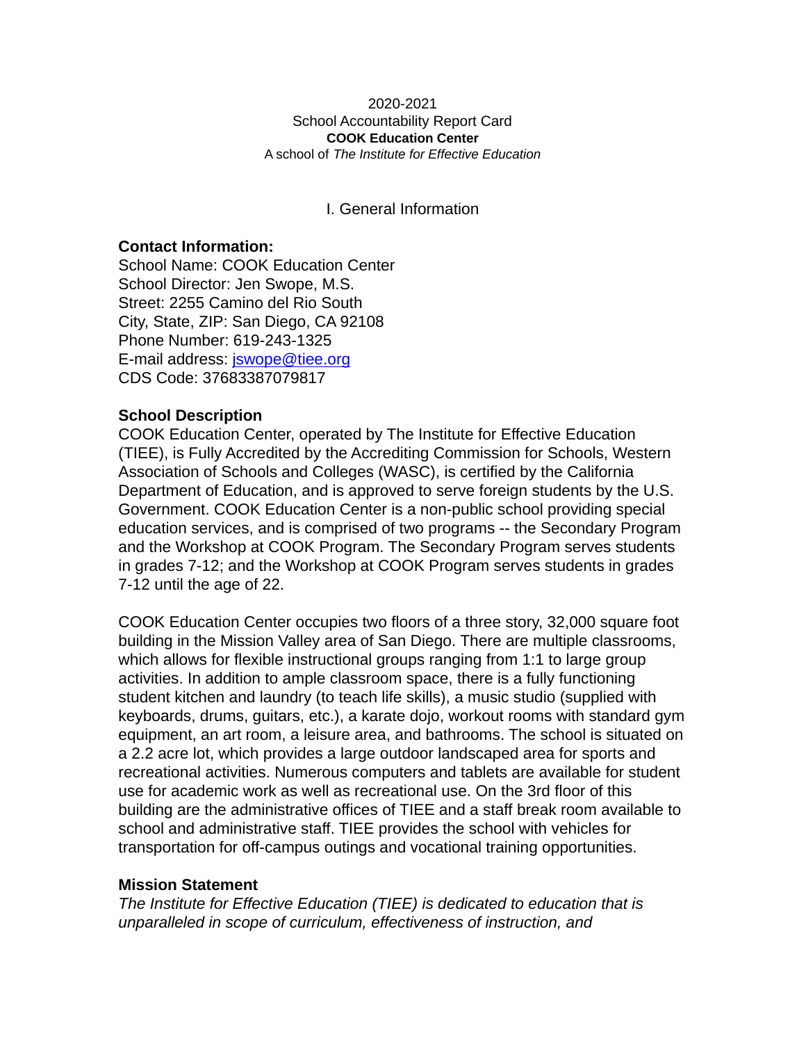2020-2021

School Accountability Report Card

**COOK Education Center**

A school of *The Institute for Effective Education*

# I. General Information

**Contact Information:**

School Name: COOK Education Center
School Director: Jen Swope, M.S.
Street: 2255 Camino del Rio South
City, State, ZIP: San Diego, CA 92108
Phone Number: 619-243-1325
E-mail address: jswope@tiee.org
CDS Code: 37683387079817

**School Description**

COOK Education Center, operated by The Institute for Effective Education (TIEE), is Fully Accredited by the Accrediting Commission for Schools, Western Association of Schools and Colleges (WASC), is certified by the California Department of Education, and is approved to serve foreign students by the U.S. Government. COOK Education Center is a non-public school providing special education services, and is comprised of two programs -- the Secondary Program and the Workshop at COOK Program. The Secondary Program serves students in grades 7-12; and the Workshop at COOK Program serves students in grades 7-12 until the age of 22.

COOK Education Center occupies two floors of a three story, 32,000 square foot building in the Mission Valley area of San Diego. There are multiple classrooms, which allows for flexible instructional groups ranging from 1:1 to large group activities. In addition to ample classroom space, there is a fully functioning student kitchen and laundry (to teach life skills), a music studio (supplied with keyboards, drums, guitars, etc.), a karate dojo, workout rooms with standard gym equipment, an art room, a leisure area, and bathrooms. The school is situated on a 2.2 acre lot, which provides a large outdoor landscaped area for sports and recreational activities. Numerous computers and tablets are available for student use for academic work as well as recreational use. On the 3rd floor of this building are the administrative offices of TIEE and a staff break room available to school and administrative staff. TIEE provides the school with vehicles for transportation for off-campus outings and vocational training opportunities.

**Mission Statement**

*The Institute for Effective Education (TIEE) is dedicated to education that is unparalleled in scope of curriculum, effectiveness of instruction, and*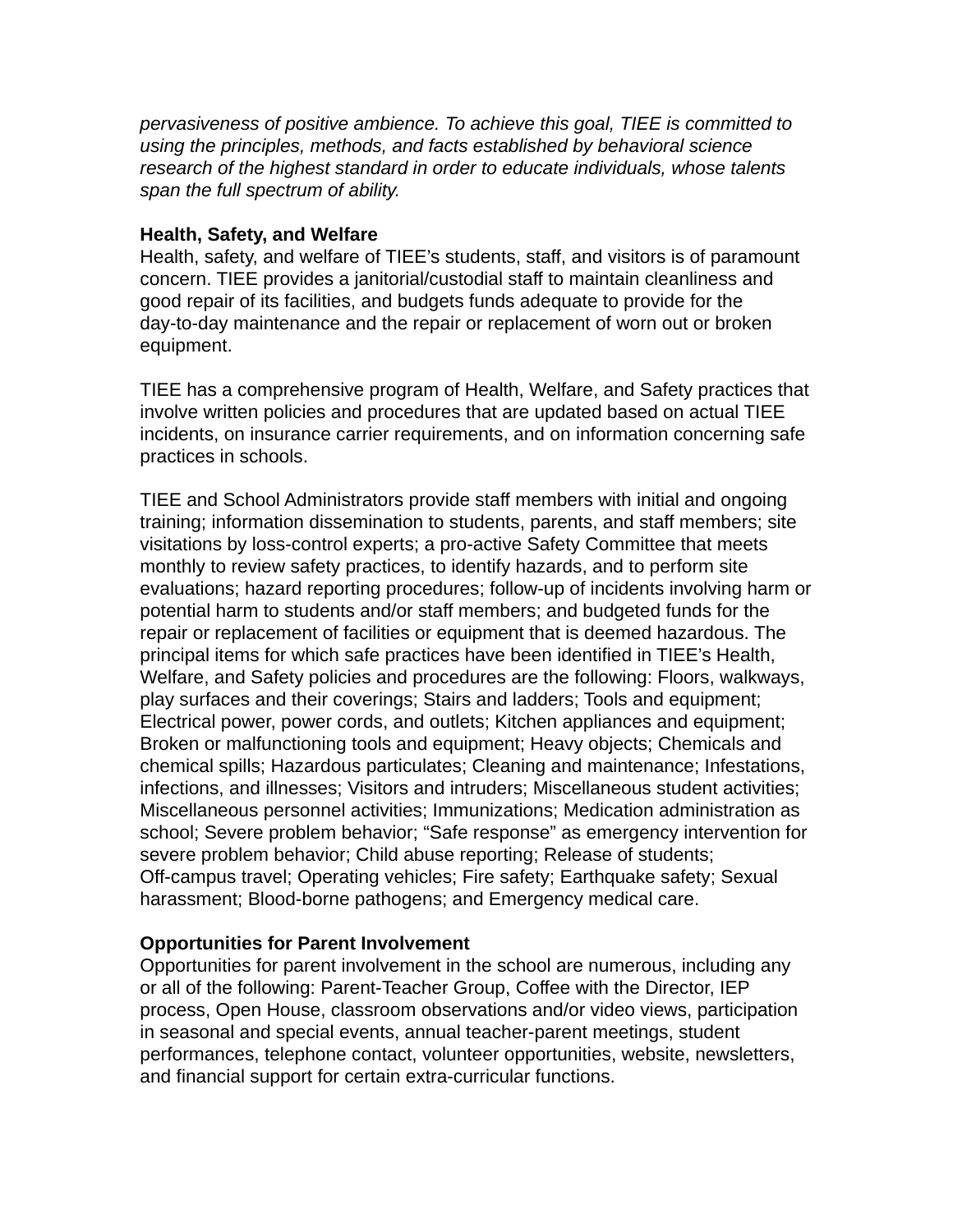*pervasiveness of positive ambience. To achieve this goal, TIEE is committed to using the principles, methods, and facts established by behavioral science research of the highest standard in order to educate individuals, whose talents span the full spectrum of ability.*

**Health, Safety, and Welfare**

Health, safety, and welfare of TIEE's students, staff, and visitors is of paramount concern. TIEE provides a janitorial/custodial staff to maintain cleanliness and good repair of its facilities, and budgets funds adequate to provide for the day-to-day maintenance and the repair or replacement of worn out or broken equipment.

TIEE has a comprehensive program of Health, Welfare, and Safety practices that involve written policies and procedures that are updated based on actual TIEE incidents, on insurance carrier requirements, and on information concerning safe practices in schools.

TIEE and School Administrators provide staff members with initial and ongoing training; information dissemination to students, parents, and staff members; site visitations by loss-control experts; a pro-active Safety Committee that meets monthly to review safety practices, to identify hazards, and to perform site evaluations; hazard reporting procedures; follow-up of incidents involving harm or potential harm to students and/or staff members; and budgeted funds for the repair or replacement of facilities or equipment that is deemed hazardous. The principal items for which safe practices have been identified in TIEE's Health, Welfare, and Safety policies and procedures are the following: Floors, walkways, play surfaces and their coverings; Stairs and ladders; Tools and equipment; Electrical power, power cords, and outlets; Kitchen appliances and equipment; Broken or malfunctioning tools and equipment; Heavy objects; Chemicals and chemical spills; Hazardous particulates; Cleaning and maintenance; Infestations, infections, and illnesses; Visitors and intruders; Miscellaneous student activities; Miscellaneous personnel activities; Immunizations; Medication administration as school; Severe problem behavior; "Safe response" as emergency intervention for severe problem behavior; Child abuse reporting; Release of students; Off-campus travel; Operating vehicles; Fire safety; Earthquake safety; Sexual harassment; Blood-borne pathogens; and Emergency medical care.

**Opportunities for Parent Involvement**

Opportunities for parent involvement in the school are numerous, including any or all of the following: Parent-Teacher Group, Coffee with the Director, IEP process, Open House, classroom observations and/or video views, participation in seasonal and special events, annual teacher-parent meetings, student performances, telephone contact, volunteer opportunities, website, newsletters, and financial support for certain extra-curricular functions.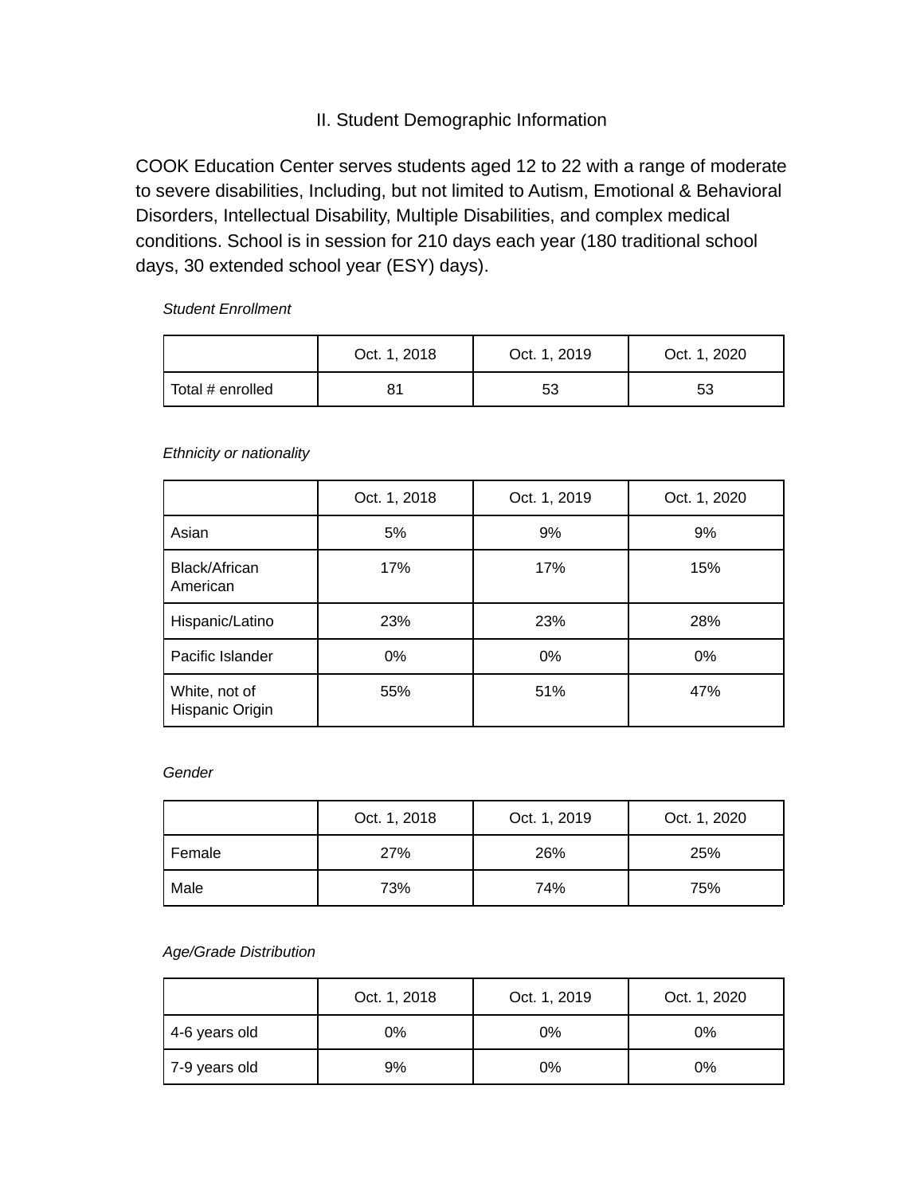## II. Student Demographic Information

COOK Education Center serves students aged 12 to 22 with a range of moderate to severe disabilities, Including, but not limited to Autism, Emotional & Behavioral Disorders, Intellectual Disability, Multiple Disabilities, and complex medical conditions. School is in session for 210 days each year (180 traditional school days, 30 extended school year (ESY) days).

*Student Enrollment*

| | Oct. 1, 2018 | Oct. 1, 2019 | Oct. 1, 2020 |
|---|---|---|---|
| Total # enrolled | 81 | 53 | 53 |

*Ethnicity or nationality*

| | Oct. 1, 2018 | Oct. 1, 2019 | Oct. 1, 2020 |
|---|---|---|---|
| Asian | 5% | 9% | 9% |
| Black/African American | 17% | 17% | 15% |
| Hispanic/Latino | 23% | 23% | 28% |
| Pacific Islander | 0% | 0% | 0% |
| White, not of Hispanic Origin | 55% | 51% | 47% |

*Gender*

| | Oct. 1, 2018 | Oct. 1, 2019 | Oct. 1, 2020 |
|---|---|---|---|
| Female | 27% | 26% | 25% |
| Male | 73% | 74% | 75% |

*Age/Grade Distribution*

| | Oct. 1, 2018 | Oct. 1, 2019 | Oct. 1, 2020 |
|---|---|---|---|
| 4-6 years old | 0% | 0% | 0% |
| 7-9 years old | 9% | 0% | 0% |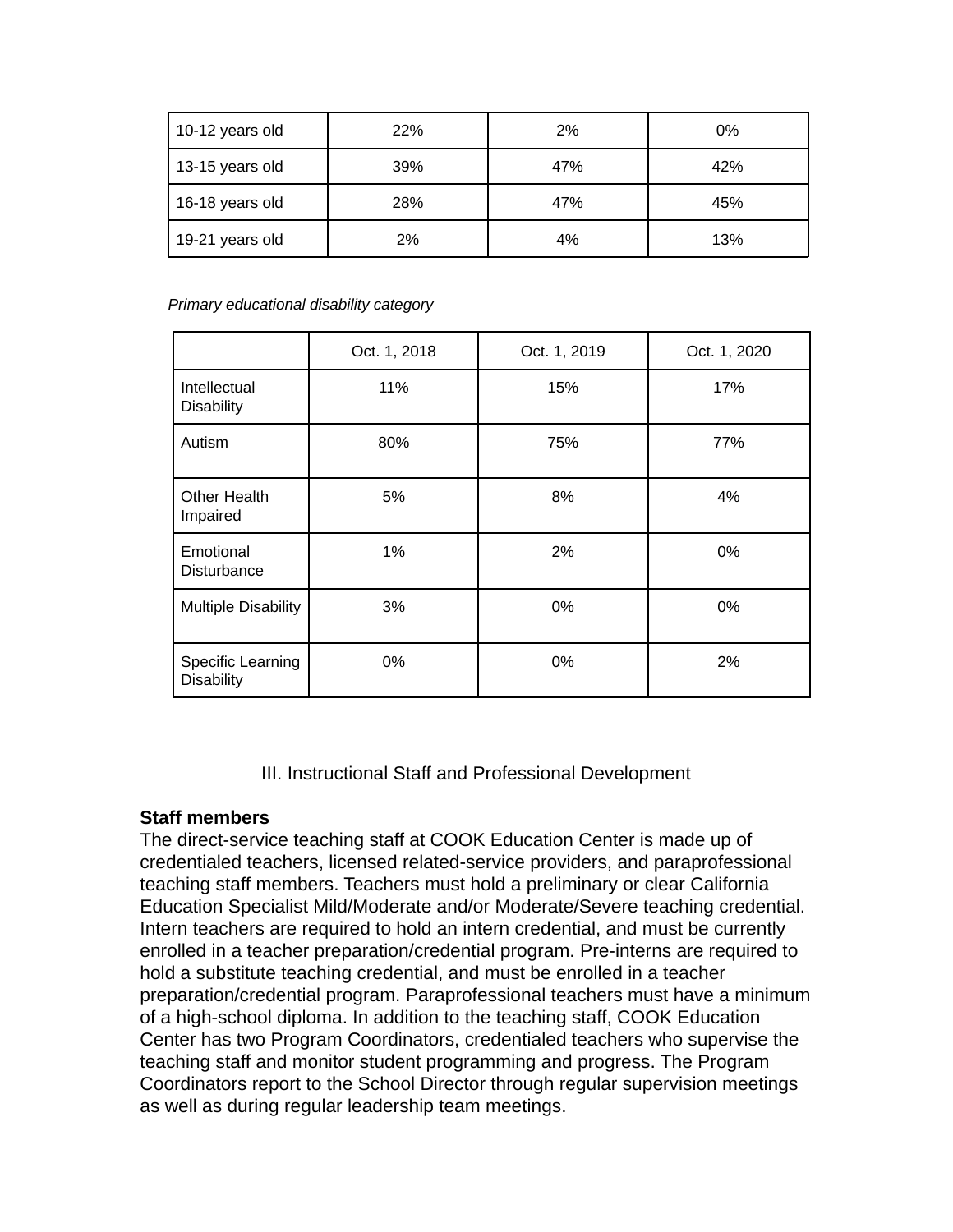| | | | |
|---|---|---|---|
| 10-12 years old | 22% | 2% | 0% |
| 13-15 years old | 39% | 47% | 42% |
| 16-18 years old | 28% | 47% | 45% |
| 19-21 years old | 2% | 4% | 13% |

*Primary educational disability category*

| | Oct. 1, 2018 | Oct. 1, 2019 | Oct. 1, 2020 |
|---|---|---|---|
| Intellectual Disability | 11% | 15% | 17% |
| Autism | 80% | 75% | 77% |
| Other Health Impaired | 5% | 8% | 4% |
| Emotional Disturbance | 1% | 2% | 0% |
| Multiple Disability | 3% | 0% | 0% |
| Specific Learning Disability | 0% | 0% | 2% |

## III. Instructional Staff and Professional Development

**Staff members**

The direct-service teaching staff at COOK Education Center is made up of credentialed teachers, licensed related-service providers, and paraprofessional teaching staff members. Teachers must hold a preliminary or clear California Education Specialist Mild/Moderate and/or Moderate/Severe teaching credential. Intern teachers are required to hold an intern credential, and must be currently enrolled in a teacher preparation/credential program. Pre-interns are required to hold a substitute teaching credential, and must be enrolled in a teacher preparation/credential program. Paraprofessional teachers must have a minimum of a high-school diploma. In addition to the teaching staff, COOK Education Center has two Program Coordinators, credentialed teachers who supervise the teaching staff and monitor student programming and progress. The Program Coordinators report to the School Director through regular supervision meetings as well as during regular leadership team meetings.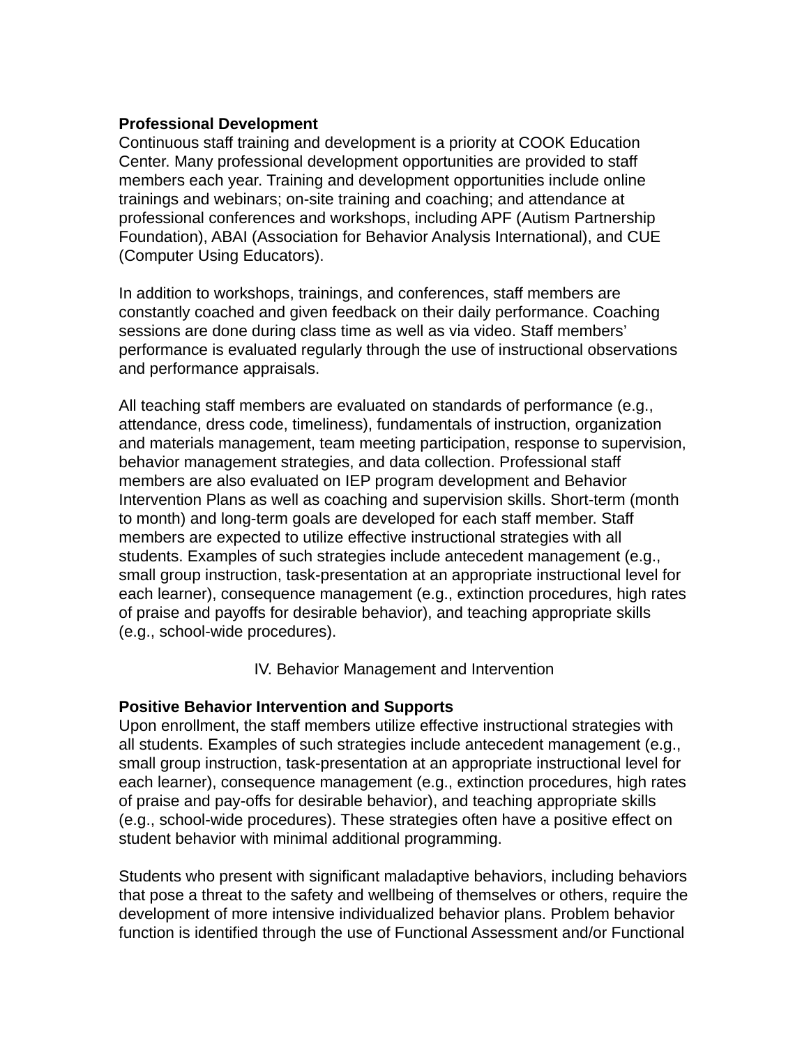**Professional Development**

Continuous staff training and development is a priority at COOK Education Center. Many professional development opportunities are provided to staff members each year. Training and development opportunities include online trainings and webinars; on-site training and coaching; and attendance at professional conferences and workshops, including APF (Autism Partnership Foundation), ABAI (Association for Behavior Analysis International), and CUE (Computer Using Educators).

In addition to workshops, trainings, and conferences, staff members are constantly coached and given feedback on their daily performance. Coaching sessions are done during class time as well as via video. Staff members' performance is evaluated regularly through the use of instructional observations and performance appraisals.

All teaching staff members are evaluated on standards of performance (e.g., attendance, dress code, timeliness), fundamentals of instruction, organization and materials management, team meeting participation, response to supervision, behavior management strategies, and data collection. Professional staff members are also evaluated on IEP program development and Behavior Intervention Plans as well as coaching and supervision skills. Short-term (month to month) and long-term goals are developed for each staff member. Staff members are expected to utilize effective instructional strategies with all students. Examples of such strategies include antecedent management (e.g., small group instruction, task-presentation at an appropriate instructional level for each learner), consequence management (e.g., extinction procedures, high rates of praise and payoffs for desirable behavior), and teaching appropriate skills (e.g., school-wide procedures).

## IV. Behavior Management and Intervention

**Positive Behavior Intervention and Supports**

Upon enrollment, the staff members utilize effective instructional strategies with all students. Examples of such strategies include antecedent management (e.g., small group instruction, task-presentation at an appropriate instructional level for each learner), consequence management (e.g., extinction procedures, high rates of praise and pay-offs for desirable behavior), and teaching appropriate skills (e.g., school-wide procedures). These strategies often have a positive effect on student behavior with minimal additional programming.

Students who present with significant maladaptive behaviors, including behaviors that pose a threat to the safety and wellbeing of themselves or others, require the development of more intensive individualized behavior plans. Problem behavior function is identified through the use of Functional Assessment and/or Functional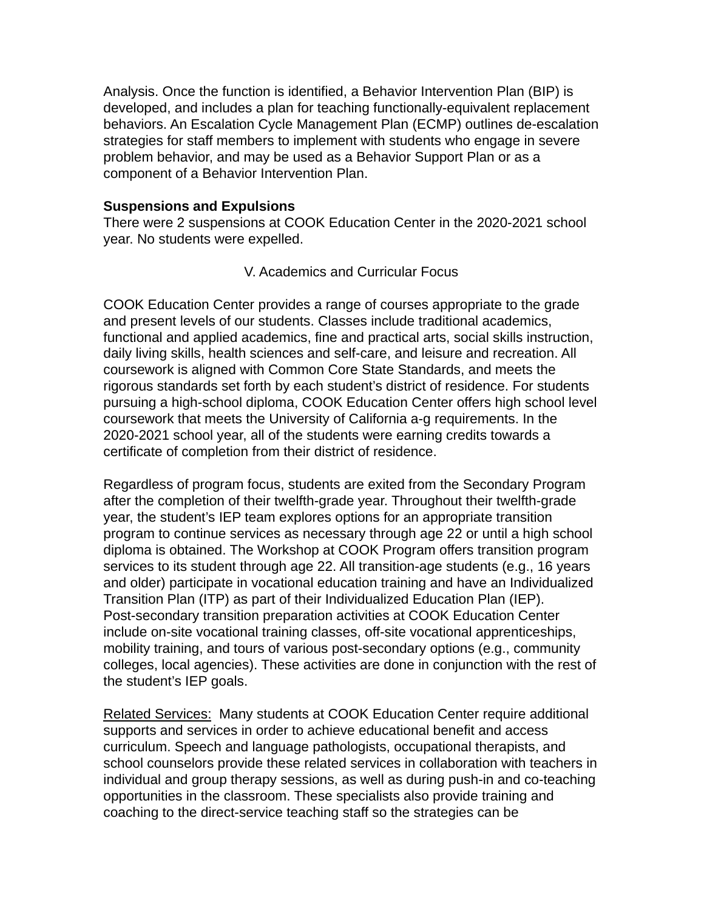Analysis. Once the function is identified, a Behavior Intervention Plan (BIP) is developed, and includes a plan for teaching functionally-equivalent replacement behaviors. An Escalation Cycle Management Plan (ECMP) outlines de-escalation strategies for staff members to implement with students who engage in severe problem behavior, and may be used as a Behavior Support Plan or as a component of a Behavior Intervention Plan.

**Suspensions and Expulsions**

There were 2 suspensions at COOK Education Center in the 2020-2021 school year. No students were expelled.

## V. Academics and Curricular Focus

COOK Education Center provides a range of courses appropriate to the grade and present levels of our students. Classes include traditional academics, functional and applied academics, fine and practical arts, social skills instruction, daily living skills, health sciences and self-care, and leisure and recreation. All coursework is aligned with Common Core State Standards, and meets the rigorous standards set forth by each student's district of residence. For students pursuing a high-school diploma, COOK Education Center offers high school level coursework that meets the University of California a-g requirements. In the 2020-2021 school year, all of the students were earning credits towards a certificate of completion from their district of residence.

Regardless of program focus, students are exited from the Secondary Program after the completion of their twelfth-grade year. Throughout their twelfth-grade year, the student's IEP team explores options for an appropriate transition program to continue services as necessary through age 22 or until a high school diploma is obtained. The Workshop at COOK Program offers transition program services to its student through age 22. All transition-age students (e.g., 16 years and older) participate in vocational education training and have an Individualized Transition Plan (ITP) as part of their Individualized Education Plan (IEP). Post-secondary transition preparation activities at COOK Education Center include on-site vocational training classes, off-site vocational apprenticeships, mobility training, and tours of various post-secondary options (e.g., community colleges, local agencies). These activities are done in conjunction with the rest of the student's IEP goals.

<u>Related Services:</u> Many students at COOK Education Center require additional supports and services in order to achieve educational benefit and access curriculum. Speech and language pathologists, occupational therapists, and school counselors provide these related services in collaboration with teachers in individual and group therapy sessions, as well as during push-in and co-teaching opportunities in the classroom. These specialists also provide training and coaching to the direct-service teaching staff so the strategies can be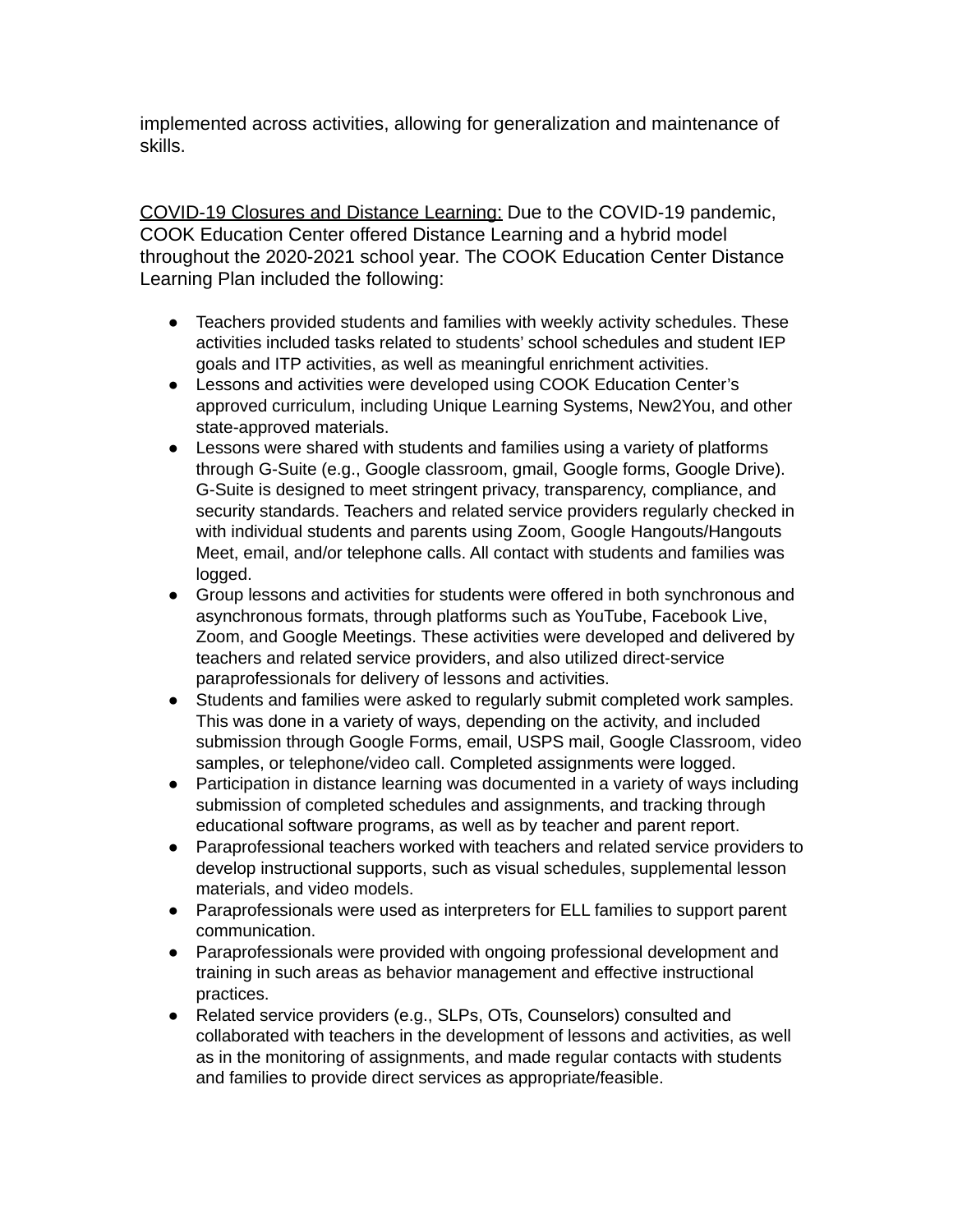implemented across activities, allowing for generalization and maintenance of skills.

<u>COVID-19 Closures and Distance Learning:</u> Due to the COVID-19 pandemic, COOK Education Center offered Distance Learning and a hybrid model throughout the 2020-2021 school year. The COOK Education Center Distance Learning Plan included the following:

- Teachers provided students and families with weekly activity schedules. These activities included tasks related to students' school schedules and student IEP goals and ITP activities, as well as meaningful enrichment activities.
- Lessons and activities were developed using COOK Education Center's approved curriculum, including Unique Learning Systems, New2You, and other state-approved materials.
- Lessons were shared with students and families using a variety of platforms through G-Suite (e.g., Google classroom, gmail, Google forms, Google Drive). G-Suite is designed to meet stringent privacy, transparency, compliance, and security standards. Teachers and related service providers regularly checked in with individual students and parents using Zoom, Google Hangouts/Hangouts Meet, email, and/or telephone calls. All contact with students and families was logged.
- Group lessons and activities for students were offered in both synchronous and asynchronous formats, through platforms such as YouTube, Facebook Live, Zoom, and Google Meetings. These activities were developed and delivered by teachers and related service providers, and also utilized direct-service paraprofessionals for delivery of lessons and activities.
- Students and families were asked to regularly submit completed work samples. This was done in a variety of ways, depending on the activity, and included submission through Google Forms, email, USPS mail, Google Classroom, video samples, or telephone/video call. Completed assignments were logged.
- Participation in distance learning was documented in a variety of ways including submission of completed schedules and assignments, and tracking through educational software programs, as well as by teacher and parent report.
- Paraprofessional teachers worked with teachers and related service providers to develop instructional supports, such as visual schedules, supplemental lesson materials, and video models.
- Paraprofessionals were used as interpreters for ELL families to support parent communication.
- Paraprofessionals were provided with ongoing professional development and training in such areas as behavior management and effective instructional practices.
- Related service providers (e.g., SLPs, OTs, Counselors) consulted and collaborated with teachers in the development of lessons and activities, as well as in the monitoring of assignments, and made regular contacts with students and families to provide direct services as appropriate/feasible.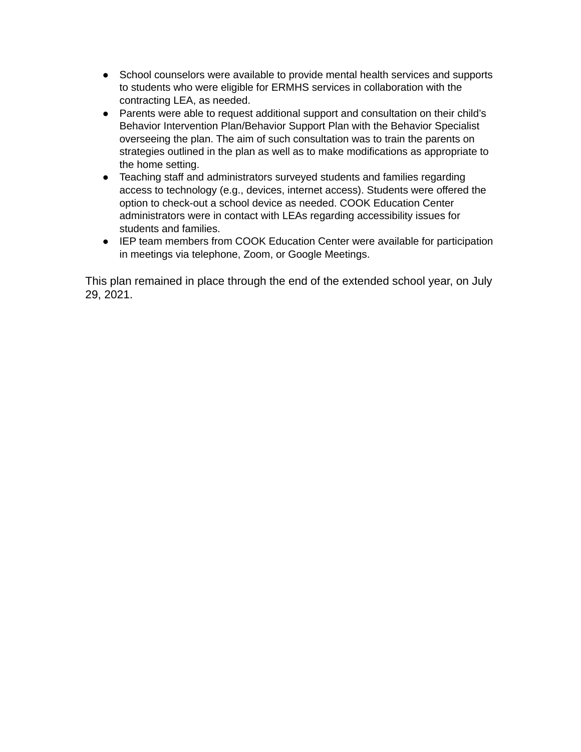- School counselors were available to provide mental health services and supports to students who were eligible for ERMHS services in collaboration with the contracting LEA, as needed.
- Parents were able to request additional support and consultation on their child's Behavior Intervention Plan/Behavior Support Plan with the Behavior Specialist overseeing the plan. The aim of such consultation was to train the parents on strategies outlined in the plan as well as to make modifications as appropriate to the home setting.
- Teaching staff and administrators surveyed students and families regarding access to technology (e.g., devices, internet access). Students were offered the option to check-out a school device as needed. COOK Education Center administrators were in contact with LEAs regarding accessibility issues for students and families.
- IEP team members from COOK Education Center were available for participation in meetings via telephone, Zoom, or Google Meetings.

This plan remained in place through the end of the extended school year, on July 29, 2021.